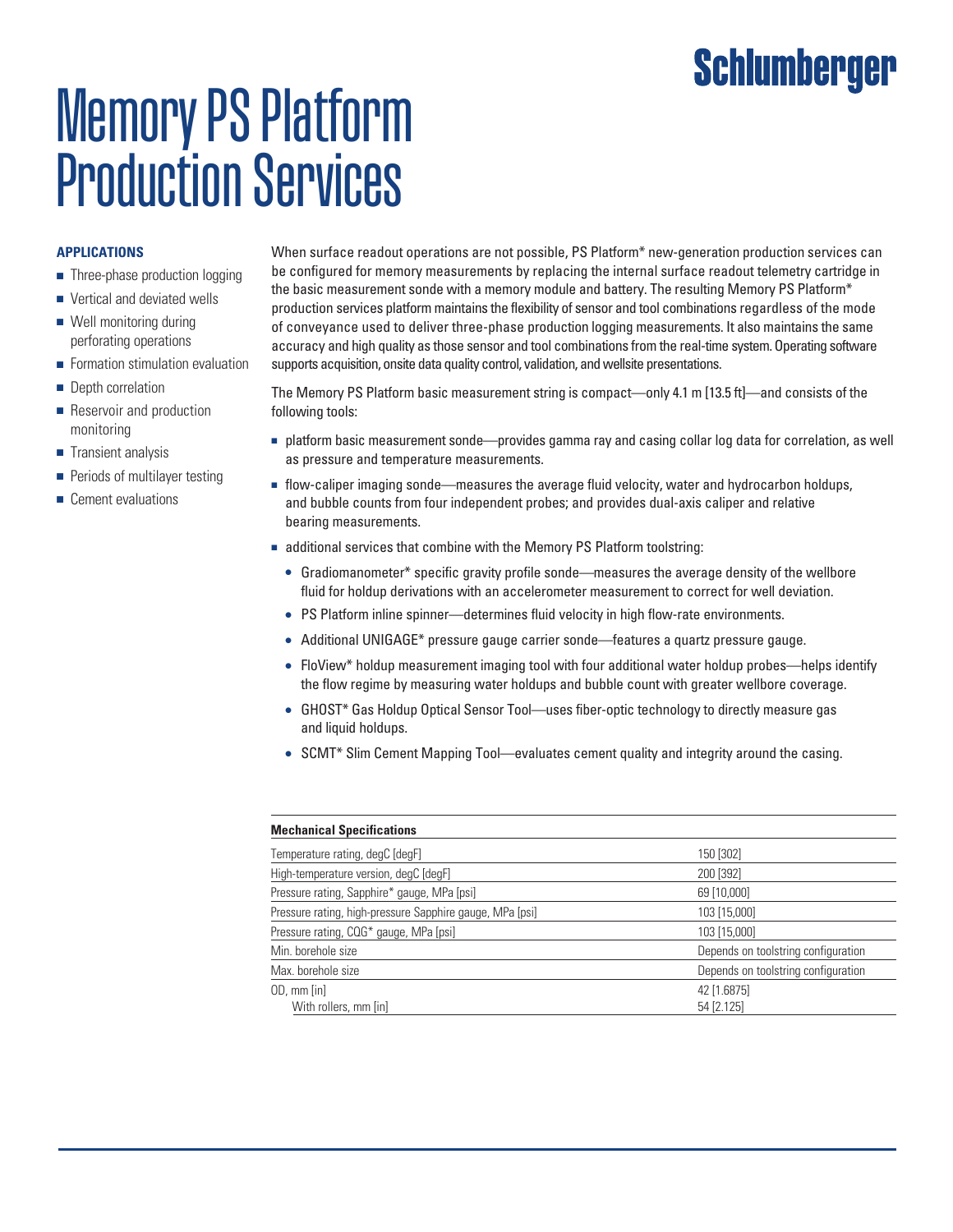Schlumberger

# Memory PS Platform Production Services

### APPLICATIONS

- Three-phase production logging
- Vertical and deviated wells
- Well monitoring during perforating operations
- Formation stimulation evaluation
- Depth correlation
- Reservoir and production monitoring
- Transient analysis
- Periods of multilayer testing
- Cement evaluations

When surface readout operations are not possible, PS Platform* new-generation production services can be configured for memory measurements by replacing the internal surface readout telemetry cartridge in the basic measurement sonde with a memory module and battery. The resulting Memory PS Platform* production services platform maintains the flexibility of sensor and tool combinations regardless of the mode of conveyance used to deliver three-phase production logging measurements. It also maintains the same accuracy and high quality as those sensor and tool combinations from the real-time system. Operating software supports acquisition, onsite data quality control, validation, and wellsite presentations.

The Memory PS Platform basic measurement string is compact—only 4.1 m [13.5 ft]—and consists of the following tools:

- platform basic measurement sonde—provides gamma ray and casing collar log data for correlation, as well as pressure and temperature measurements.
- flow-caliper imaging sonde—measures the average fluid velocity, water and hydrocarbon holdups, and bubble counts from four independent probes; and provides dual-axis caliper and relative bearing measurements.
- additional services that combine with the Memory PS Platform toolstring:
  - Gradiomanometer* specific gravity profile sonde—measures the average density of the wellbore fluid for holdup derivations with an accelerometer measurement to correct for well deviation.
  - PS Platform inline spinner—determines fluid velocity in high flow-rate environments.
  - Additional UNIGAGE* pressure gauge carrier sonde—features a quartz pressure gauge.
  - FloView* holdup measurement imaging tool with four additional water holdup probes—helps identify the flow regime by measuring water holdups and bubble count with greater wellbore coverage.
  - GHOST* Gas Holdup Optical Sensor Tool—uses fiber-optic technology to directly measure gas and liquid holdups.
  - SCMT* Slim Cement Mapping Tool—evaluates cement quality and integrity around the casing.

| Mechanical Specifications | |
|---|---|
| Temperature rating, degC [degF] | 150 [302] |
| High-temperature version, degC [degF] | 200 [392] |
| Pressure rating, Sapphire* gauge, MPa [psi] | 69 [10,000] |
| Pressure rating, high-pressure Sapphire gauge, MPa [psi] | 103 [15,000] |
| Pressure rating, CQG* gauge, MPa [psi] | 103 [15,000] |
| Min. borehole size | Depends on toolstring configuration |
| Max. borehole size | Depends on toolstring configuration |
| OD, mm [in] | 42 [1.6875] |
| With rollers, mm [in] | 54 [2.125] |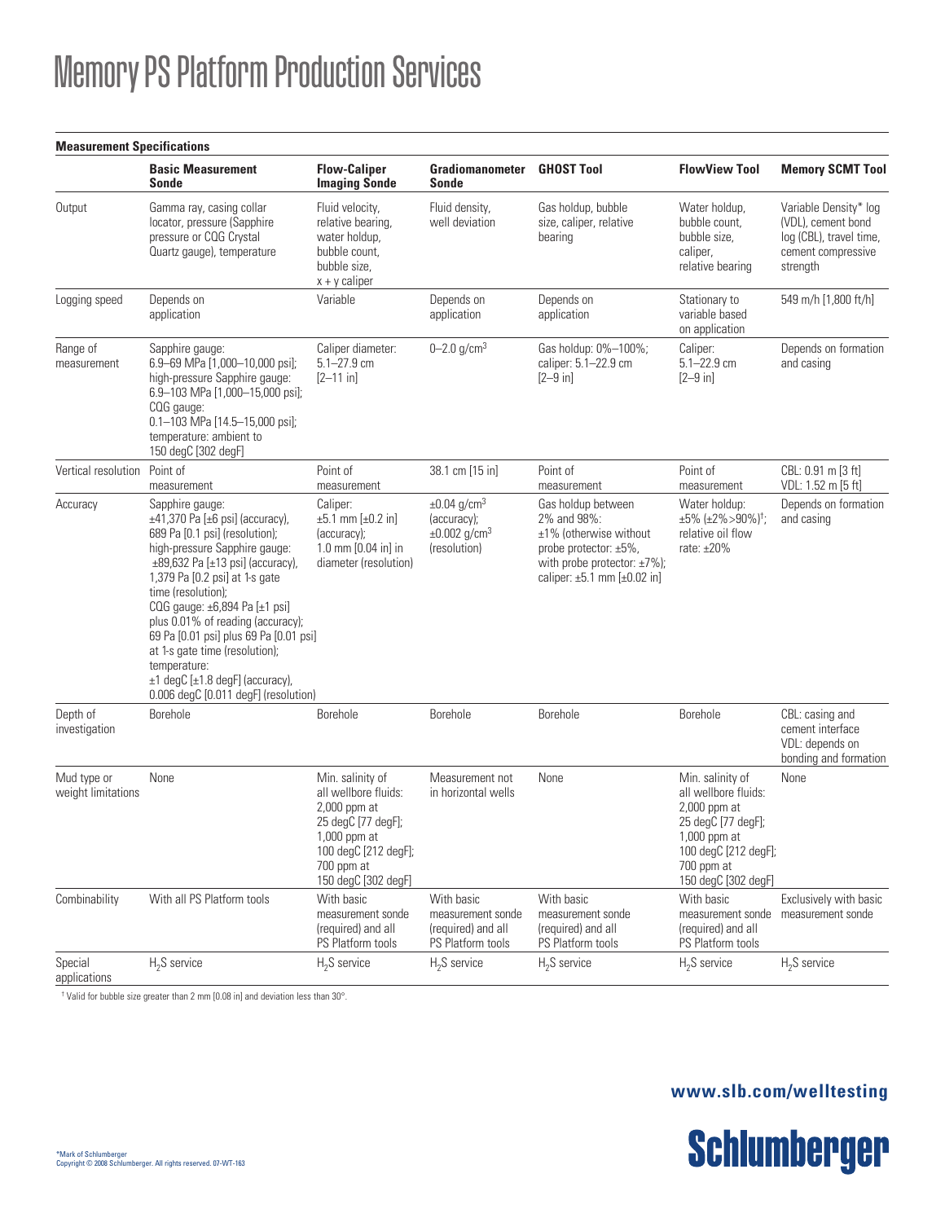# Memory PS Platform Production Services

**Measurement Specifications**

| | Basic Measurement Sonde | Flow-Caliper Imaging Sonde | Gradiomanometer Sonde | GHOST Tool | FlowView Tool | Memory SCMT Tool |
|---|---|---|---|---|---|---|
| Output | Gamma ray, casing collar locator, pressure (Sapphire pressure or CQG Crystal Quartz gauge), temperature | Fluid velocity, relative bearing, water holdup, bubble count, bubble size, x + y caliper | Fluid density, well deviation | Gas holdup, bubble size, caliper, relative bearing | Water holdup, bubble count, bubble size, caliper, relative bearing | Variable Density* log (VDL), cement bond log (CBL), travel time, cement compressive strength |
| Logging speed | Depends on application | Variable | Depends on application | Depends on application | Stationary to variable based on application | 549 m/h [1,800 ft/h] |
| Range of measurement | Sapphire gauge: 6.9–69 MPa [1,000–10,000 psi]; high-pressure Sapphire gauge: 6.9–103 MPa [1,000–15,000 psi]; CQG gauge: 0.1–103 MPa [14.5–15,000 psi]; temperature: ambient to 150 degC [302 degF] | Caliper diameter: 5.1–27.9 cm [2–11 in] | 0–2.0 g/cm$^3$ | Gas holdup: 0%–100%; caliper: 5.1–22.9 cm [2–9 in] | Caliper: 5.1–22.9 cm [2–9 in] | Depends on formation and casing |
| Vertical resolution | Point of measurement | Point of measurement | 38.1 cm [15 in] | Point of measurement | Point of measurement | CBL: 0.91 m [3 ft] VDL: 1.52 m [5 ft] |
| Accuracy | Sapphire gauge: ±41,370 Pa [±6 psi] (accuracy), 689 Pa [0.1 psi] (resolution); high-pressure Sapphire gauge: ±89,632 Pa [±13 psi] (accuracy), 1,379 Pa [0.2 psi] at 1-s gate time (resolution); CQG gauge: ±6,894 Pa [±1 psi] plus 0.01% of reading (accuracy); 69 Pa [0.01 psi] plus 69 Pa [0.01 psi] at 1-s gate time (resolution); temperature: ±1 degC [±1.8 degF] (accuracy), 0.006 degC [0.011 degF] (resolution) | Caliper: ±5.1 mm [±0.2 in] (accuracy); 1.0 mm [0.04 in] in diameter (resolution) | ±0.04 g/cm$^3$ (accuracy); ±0.002 g/cm$^3$ (resolution) | Gas holdup between 2% and 98%: ±1% (otherwise without probe protector: ±5%, with probe protector: ±7%); caliper: ±5.1 mm [±0.02 in] | Water holdup: ±5% (±2% >90%)†; relative oil flow rate: ±20% | Depends on formation and casing |
| Depth of investigation | Borehole | Borehole | Borehole | Borehole | Borehole | CBL: casing and cement interface VDL: depends on bonding and formation |
| Mud type or weight limitations | None | Min. salinity of all wellbore fluids: 2,000 ppm at 25 degC [77 degF]; 1,000 ppm at 100 degC [212 degF]; 700 ppm at 150 degC [302 degF] | Measurement not in horizontal wells | None | Min. salinity of all wellbore fluids: 2,000 ppm at 25 degC [77 degF]; 1,000 ppm at 100 degC [212 degF]; 700 ppm at 150 degC [302 degF] | None |
| Combinability | With all PS Platform tools | With basic measurement sonde (required) and all PS Platform tools | With basic measurement sonde (required) and all PS Platform tools | With basic measurement sonde (required) and all PS Platform tools | With basic measurement sonde (required) and all PS Platform tools | Exclusively with basic measurement sonde |
| Special applications | $H_2S$ service | $H_2S$ service | $H_2S$ service | $H_2S$ service | $H_2S$ service | $H_2S$ service |

† Valid for bubble size greater than 2 mm [0.08 in] and deviation less than 30°.

**www.slb.com/welltesting**

*Mark of Schlumberger
Copyright © 2008 Schlumberger. All rights reserved. 07-WT-163

Schlumberger